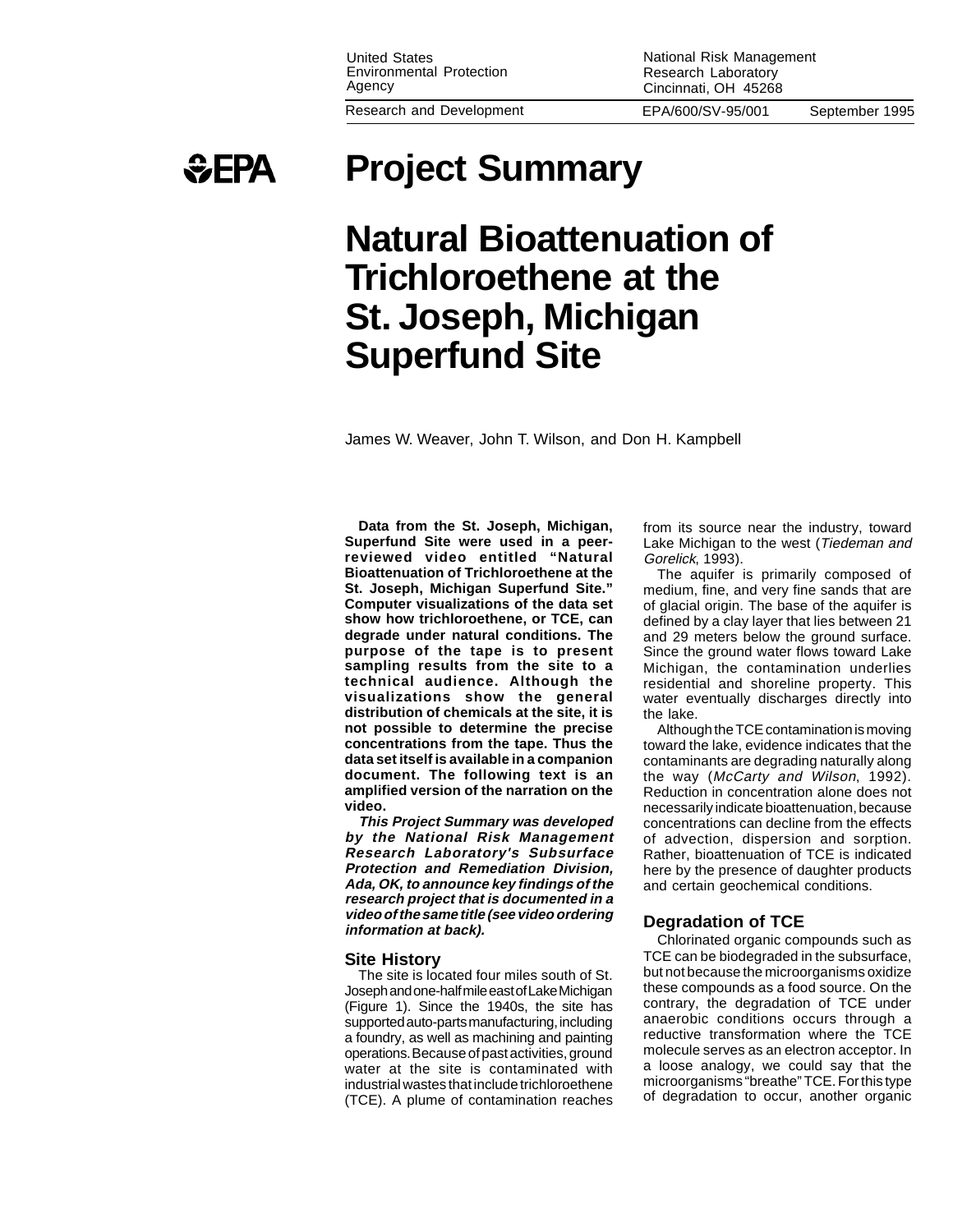United States Environmental Protection Agency

National Risk Management Research Laboratory
Cincinnati, OH 45268

Research and Development

EPA/600/SV-95/001 September 1995

# Project Summary

# Natural Bioattenuation of Trichloroethene at the St. Joseph, Michigan Superfund Site

James W. Weaver, John T. Wilson, and Don H. Kampbell

**Data from the St. Joseph, Michigan, Superfund Site were used in a peer-reviewed video entitled "Natural Bioattenuation of Trichloroethene at the St. Joseph, Michigan Superfund Site." Computer visualizations of the data set show how trichloroethene, or TCE, can degrade under natural conditions. The purpose of the tape is to present sampling results from the site to a technical audience. Although the visualizations show the general distribution of chemicals at the site, it is not possible to determine the precise concentrations from the tape. Thus the data set itself is available in a companion document. The following text is an amplified version of the narration on the video.**

***This Project Summary was developed by the National Risk Management Research Laboratory's Subsurface Protection and Remediation Division, Ada, OK, to announce key findings of the research project that is documented in a video of the same title (see video ordering information at back).***

## Site History

The site is located four miles south of St. Joseph and one-half mile east of Lake Michigan (Figure 1). Since the 1940s, the site has supported auto-parts manufacturing, including a foundry, as well as machining and painting operations. Because of past activities, ground water at the site is contaminated with industrial wastes that include trichloroethene (TCE). A plume of contamination reaches from its source near the industry, toward Lake Michigan to the west (*Tiedeman and Gorelick*, 1993).

The aquifer is primarily composed of medium, fine, and very fine sands that are of glacial origin. The base of the aquifer is defined by a clay layer that lies between 21 and 29 meters below the ground surface. Since the ground water flows toward Lake Michigan, the contamination underlies residential and shoreline property. This water eventually discharges directly into the lake.

Although the TCE contamination is moving toward the lake, evidence indicates that the contaminants are degrading naturally along the way (*McCarty and Wilson*, 1992). Reduction in concentration alone does not necessarily indicate bioattenuation, because concentrations can decline from the effects of advection, dispersion and sorption. Rather, bioattenuation of TCE is indicated here by the presence of daughter products and certain geochemical conditions.

## Degradation of TCE

Chlorinated organic compounds such as TCE can be biodegraded in the subsurface, but not because the microorganisms oxidize these compounds as a food source. On the contrary, the degradation of TCE under anaerobic conditions occurs through a reductive transformation where the TCE molecule serves as an electron acceptor. In a loose analogy, we could say that the microorganisms "breathe" TCE. For this type of degradation to occur, another organic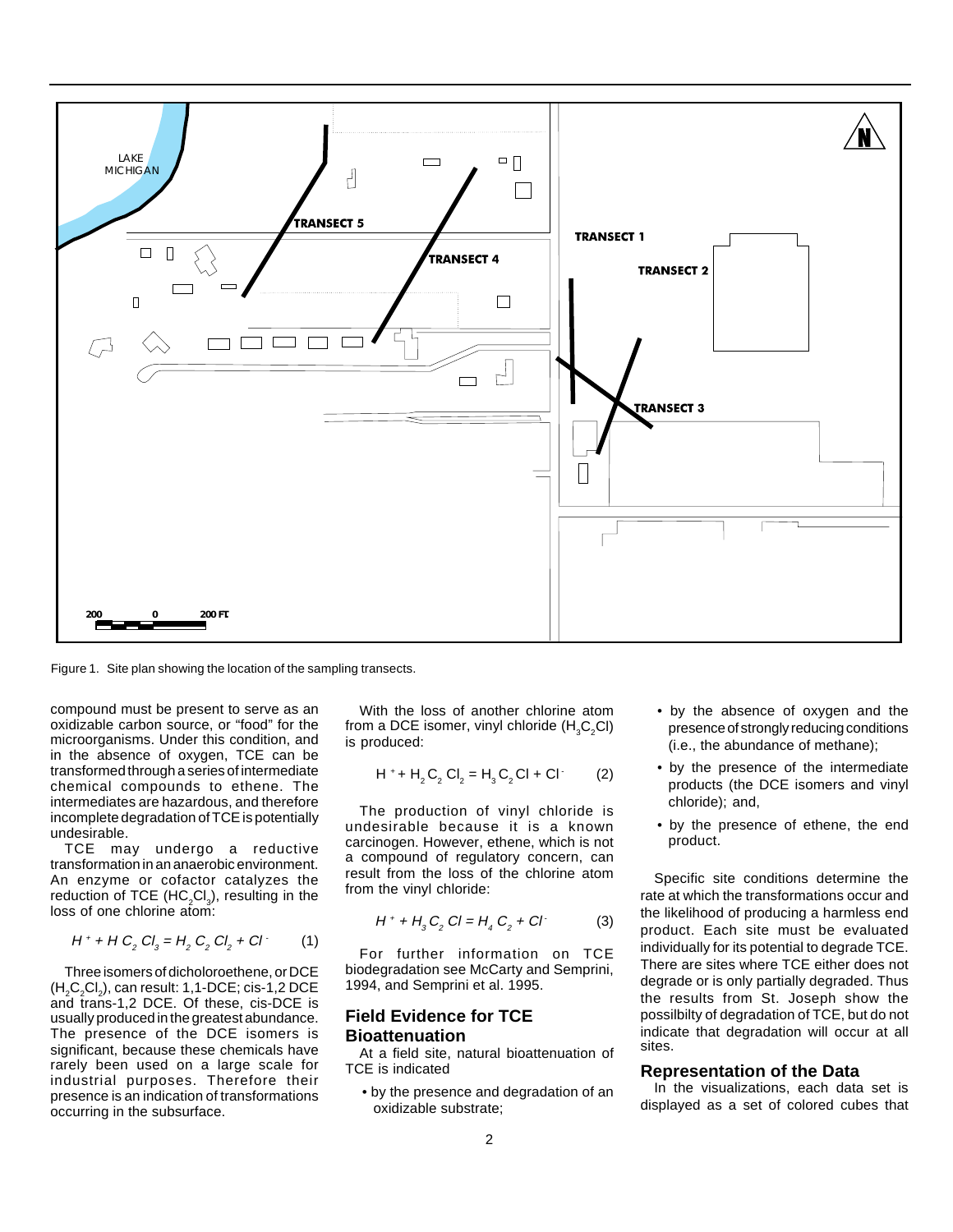Figure 1. Site plan showing the location of the sampling transects.

compound must be present to serve as an oxidizable carbon source, or "food" for the microorganisms. Under this condition, and in the absence of oxygen, TCE can be transformed through a series of intermediate chemical compounds to ethene. The intermediates are hazardous, and therefore incomplete degradation of TCE is potentially undesirable.

TCE may undergo a reductive transformation in an anaerobic environment. An enzyme or cofactor catalyzes the reduction of TCE ($HC_2Cl_3$), resulting in the loss of one chlorine atom:

$$H^+ + HC_2Cl_3 = H_2C_2Cl_2 + Cl^- \qquad (1)$$

Three isomers of dicholoroethene, or DCE ($H_2C_2Cl_2$), can result: 1,1-DCE; cis-1,2 DCE and trans-1,2 DCE. Of these, cis-DCE is usually produced in the greatest abundance. The presence of the DCE isomers is significant, because these chemicals have rarely been used on a large scale for industrial purposes. Therefore their presence is an indication of transformations occurring in the subsurface.

With the loss of another chlorine atom from a DCE isomer, vinyl chloride ($H_3C_2Cl$) is produced:

$$H^+ + H_2C_2Cl_2 = H_3C_2Cl + Cl^- \qquad (2)$$

The production of vinyl chloride is undesirable because it is a known carcinogen. However, ethene, which is not a compound of regulatory concern, can result from the loss of the chlorine atom from the vinyl chloride:

$$H^+ + H_3C_2Cl = H_4C_2 + Cl^- \qquad (3)$$

For further information on TCE biodegradation see McCarty and Semprini, 1994, and Semprini et al. 1995.

## Field Evidence for TCE Bioattenuation

At a field site, natural bioattenuation of TCE is indicated

- by the presence and degradation of an oxidizable substrate;
- by the absence of oxygen and the presence of strongly reducing conditions (i.e., the abundance of methane);
- by the presence of the intermediate products (the DCE isomers and vinyl chloride); and,
- by the presence of ethene, the end product.

Specific site conditions determine the rate at which the transformations occur and the likelihood of producing a harmless end product. Each site must be evaluated individually for its potential to degrade TCE. There are sites where TCE either does not degrade or is only partially degraded. Thus the results from St. Joseph show the possilbilty of degradation of TCE, but do not indicate that degradation will occur at all sites.

## Representation of the Data

In the visualizations, each data set is displayed as a set of colored cubes that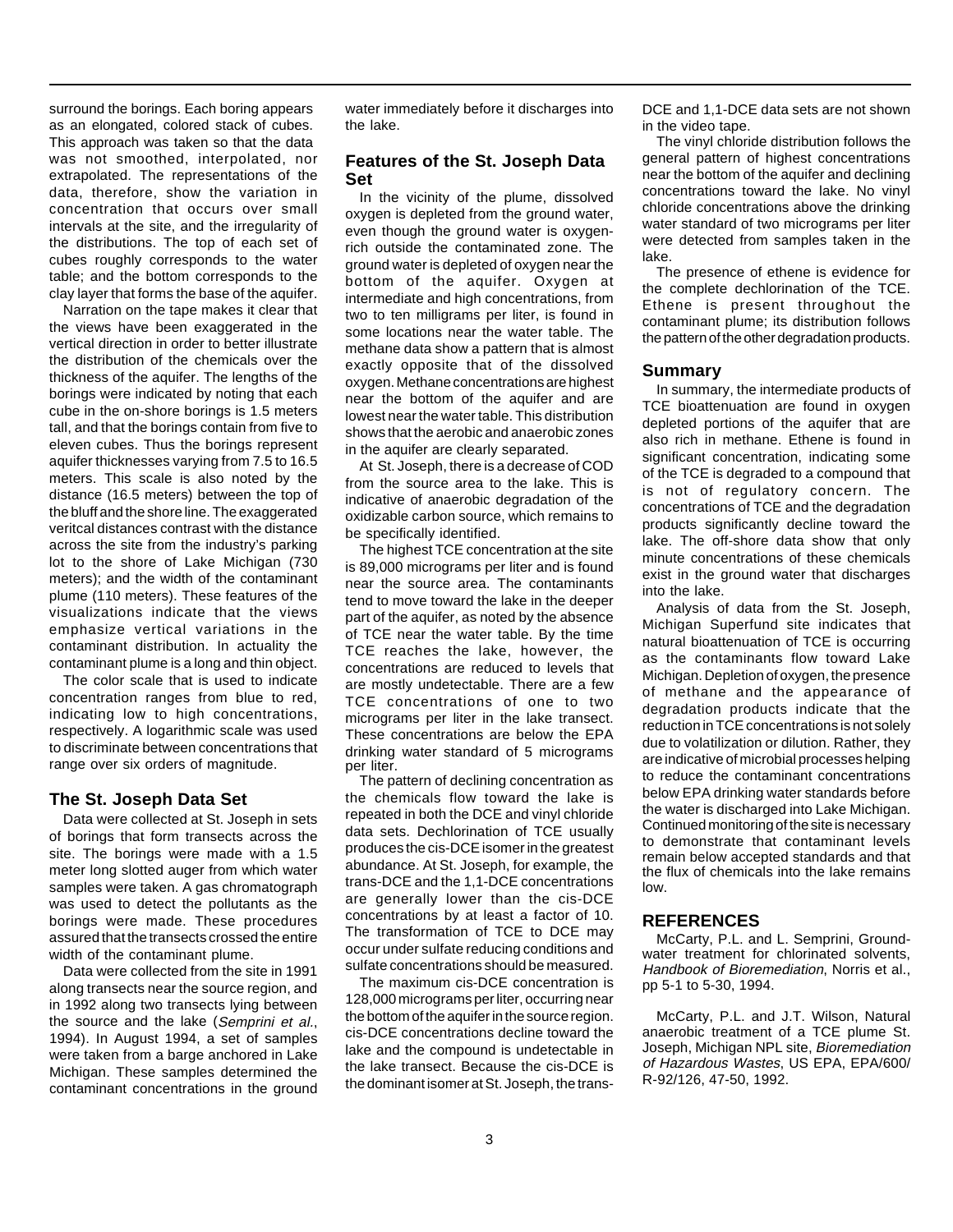surround the borings. Each boring appears as an elongated, colored stack of cubes. This approach was taken so that the data was not smoothed, interpolated, nor extrapolated. The representations of the data, therefore, show the variation in concentration that occurs over small intervals at the site, and the irregularity of the distributions. The top of each set of cubes roughly corresponds to the water table; and the bottom corresponds to the clay layer that forms the base of the aquifer.

Narration on the tape makes it clear that the views have been exaggerated in the vertical direction in order to better illustrate the distribution of the chemicals over the thickness of the aquifer. The lengths of the borings were indicated by noting that each cube in the on-shore borings is 1.5 meters tall, and that the borings contain from five to eleven cubes. Thus the borings represent aquifer thicknesses varying from 7.5 to 16.5 meters. This scale is also noted by the distance (16.5 meters) between the top of the bluff and the shore line. The exaggerated veritcal distances contrast with the distance across the site from the industry's parking lot to the shore of Lake Michigan (730 meters); and the width of the contaminant plume (110 meters). These features of the visualizations indicate that the views emphasize vertical variations in the contaminant distribution. In actuality the contaminant plume is a long and thin object.

The color scale that is used to indicate concentration ranges from blue to red, indicating low to high concentrations, respectively. A logarithmic scale was used to discriminate between concentrations that range over six orders of magnitude.

## The St. Joseph Data Set

Data were collected at St. Joseph in sets of borings that form transects across the site. The borings were made with a 1.5 meter long slotted auger from which water samples were taken. A gas chromatograph was used to detect the pollutants as the borings were made. These procedures assured that the transects crossed the entire width of the contaminant plume.

Data were collected from the site in 1991 along transects near the source region, and in 1992 along two transects lying between the source and the lake (*Semprini et al.*, 1994). In August 1994, a set of samples were taken from a barge anchored in Lake Michigan. These samples determined the contaminant concentrations in the ground water immediately before it discharges into the lake.

## Features of the St. Joseph Data Set

In the vicinity of the plume, dissolved oxygen is depleted from the ground water, even though the ground water is oxygen-rich outside the contaminated zone. The ground water is depleted of oxygen near the bottom of the aquifer. Oxygen at intermediate and high concentrations, from two to ten milligrams per liter, is found in some locations near the water table. The methane data show a pattern that is almost exactly opposite that of the dissolved oxygen. Methane concentrations are highest near the bottom of the aquifer and are lowest near the water table. This distribution shows that the aerobic and anaerobic zones in the aquifer are clearly separated.

At St. Joseph, there is a decrease of COD from the source area to the lake. This is indicative of anaerobic degradation of the oxidizable carbon source, which remains to be specifically identified.

The highest TCE concentration at the site is 89,000 micrograms per liter and is found near the source area. The contaminants tend to move toward the lake in the deeper part of the aquifer, as noted by the absence of TCE near the water table. By the time TCE reaches the lake, however, the concentrations are reduced to levels that are mostly undetectable. There are a few TCE concentrations of one to two micrograms per liter in the lake transect. These concentrations are below the EPA drinking water standard of 5 micrograms per liter.

The pattern of declining concentration as the chemicals flow toward the lake is repeated in both the DCE and vinyl chloride data sets. Dechlorination of TCE usually produces the cis-DCE isomer in the greatest abundance. At St. Joseph, for example, the trans-DCE and the 1,1-DCE concentrations are generally lower than the cis-DCE concentrations by at least a factor of 10. The transformation of TCE to DCE may occur under sulfate reducing conditions and sulfate concentrations should be measured.

The maximum cis-DCE concentration is 128,000 micrograms per liter, occurring near the bottom of the aquifer in the source region. cis-DCE concentrations decline toward the lake and the compound is undetectable in the lake transect. Because the cis-DCE is the dominant isomer at St. Joseph, the trans-DCE and 1,1-DCE data sets are not shown in the video tape.

The vinyl chloride distribution follows the general pattern of highest concentrations near the bottom of the aquifer and declining concentrations toward the lake. No vinyl chloride concentrations above the drinking water standard of two micrograms per liter were detected from samples taken in the lake.

The presence of ethene is evidence for the complete dechlorination of the TCE. Ethene is present throughout the contaminant plume; its distribution follows the pattern of the other degradation products.

## Summary

In summary, the intermediate products of TCE bioattenuation are found in oxygen depleted portions of the aquifer that are also rich in methane. Ethene is found in significant concentration, indicating some of the TCE is degraded to a compound that is not of regulatory concern. The concentrations of TCE and the degradation products significantly decline toward the lake. The off-shore data show that only minute concentrations of these chemicals exist in the ground water that discharges into the lake.

Analysis of data from the St. Joseph, Michigan Superfund site indicates that natural bioattenuation of TCE is occurring as the contaminants flow toward Lake Michigan. Depletion of oxygen, the presence of methane and the appearance of degradation products indicate that the reduction in TCE concentrations is not solely due to volatilization or dilution. Rather, they are indicative of microbial processes helping to reduce the contaminant concentrations below EPA drinking water standards before the water is discharged into Lake Michigan. Continued monitoring of the site is necessary to demonstrate that contaminant levels remain below accepted standards and that the flux of chemicals into the lake remains low.

## REFERENCES

McCarty, P.L. and L. Semprini, Ground-water treatment for chlorinated solvents, *Handbook of Bioremediation*, Norris et al., pp 5-1 to 5-30, 1994.

McCarty, P.L. and J.T. Wilson, Natural anaerobic treatment of a TCE plume St. Joseph, Michigan NPL site, *Bioremediation of Hazardous Wastes*, US EPA, EPA/600/R-92/126, 47-50, 1992.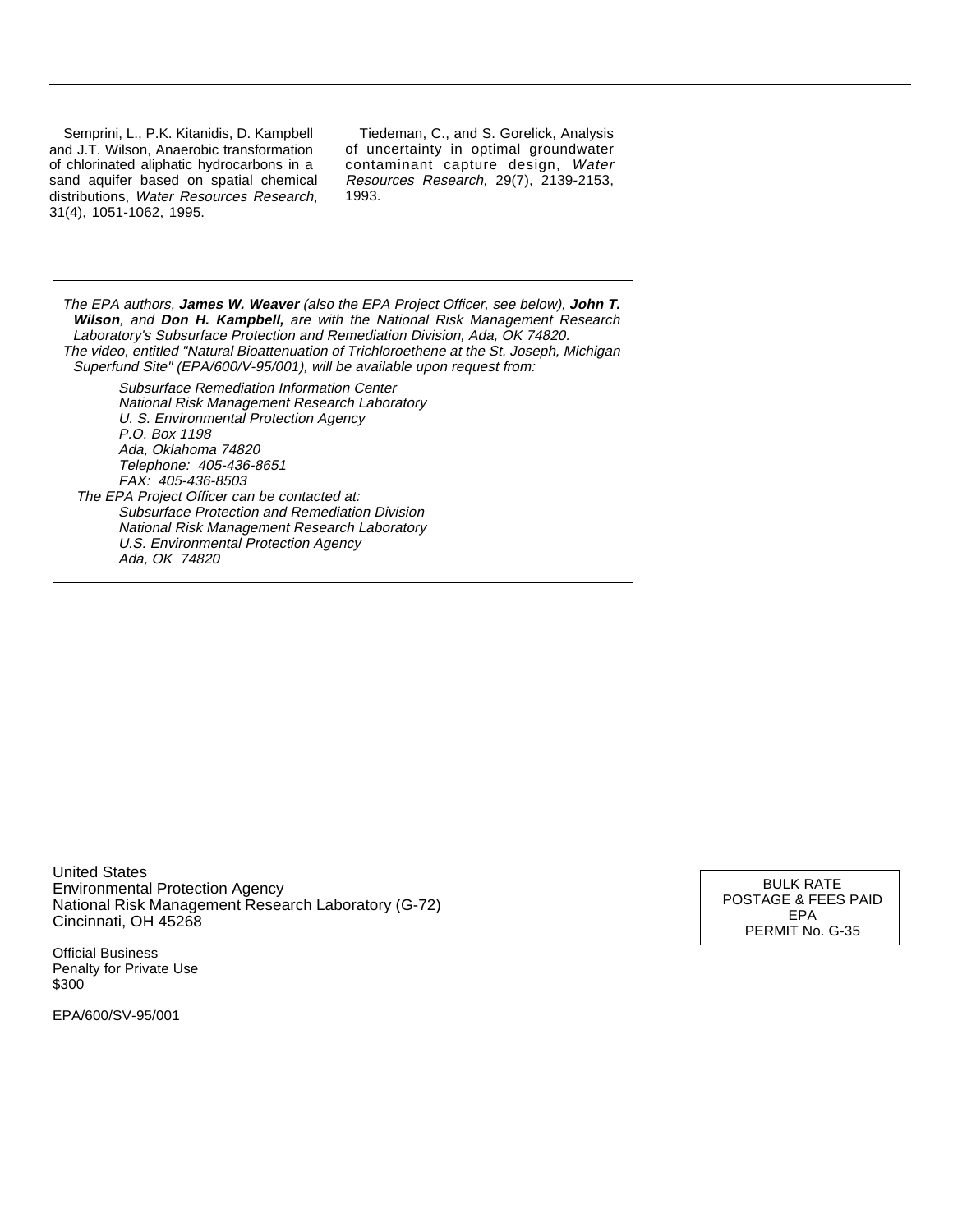Semprini, L., P.K. Kitanidis, D. Kampbell and J.T. Wilson, Anaerobic transformation of chlorinated aliphatic hydrocarbons in a sand aquifer based on spatial chemical distributions, *Water Resources Research*, 31(4), 1051-1062, 1995.

Tiedeman, C., and S. Gorelick, Analysis of uncertainty in optimal groundwater contaminant capture design, *Water Resources Research,* 29(7), 2139-2153, 1993.

*The EPA authors,* ***James W. Weaver*** *(also the EPA Project Officer, see below),* ***John T. Wilson****, and* ***Don H. Kampbell,*** *are with the National Risk Management Research Laboratory's Subsurface Protection and Remediation Division, Ada, OK 74820.*

*The video, entitled "Natural Bioattenuation of Trichloroethene at the St. Joseph, Michigan Superfund Site" (EPA/600/V-95/001), will be available upon request from:*

*Subsurface Remediation Information Center*
*National Risk Management Research Laboratory*
*U. S. Environmental Protection Agency*
*P.O. Box 1198*
*Ada, Oklahoma 74820*
*Telephone: 405-436-8651*
*FAX: 405-436-8503*

*The EPA Project Officer can be contacted at:*

*Subsurface Protection and Remediation Division*
*National Risk Management Research Laboratory*
*U.S. Environmental Protection Agency*
*Ada, OK 74820*

United States
Environmental Protection Agency
National Risk Management Research Laboratory (G-72)
Cincinnati, OH 45268

Official Business
Penalty for Private Use
$300

EPA/600/SV-95/001

BULK RATE
POSTAGE & FEES PAID
EPA
PERMIT No. G-35